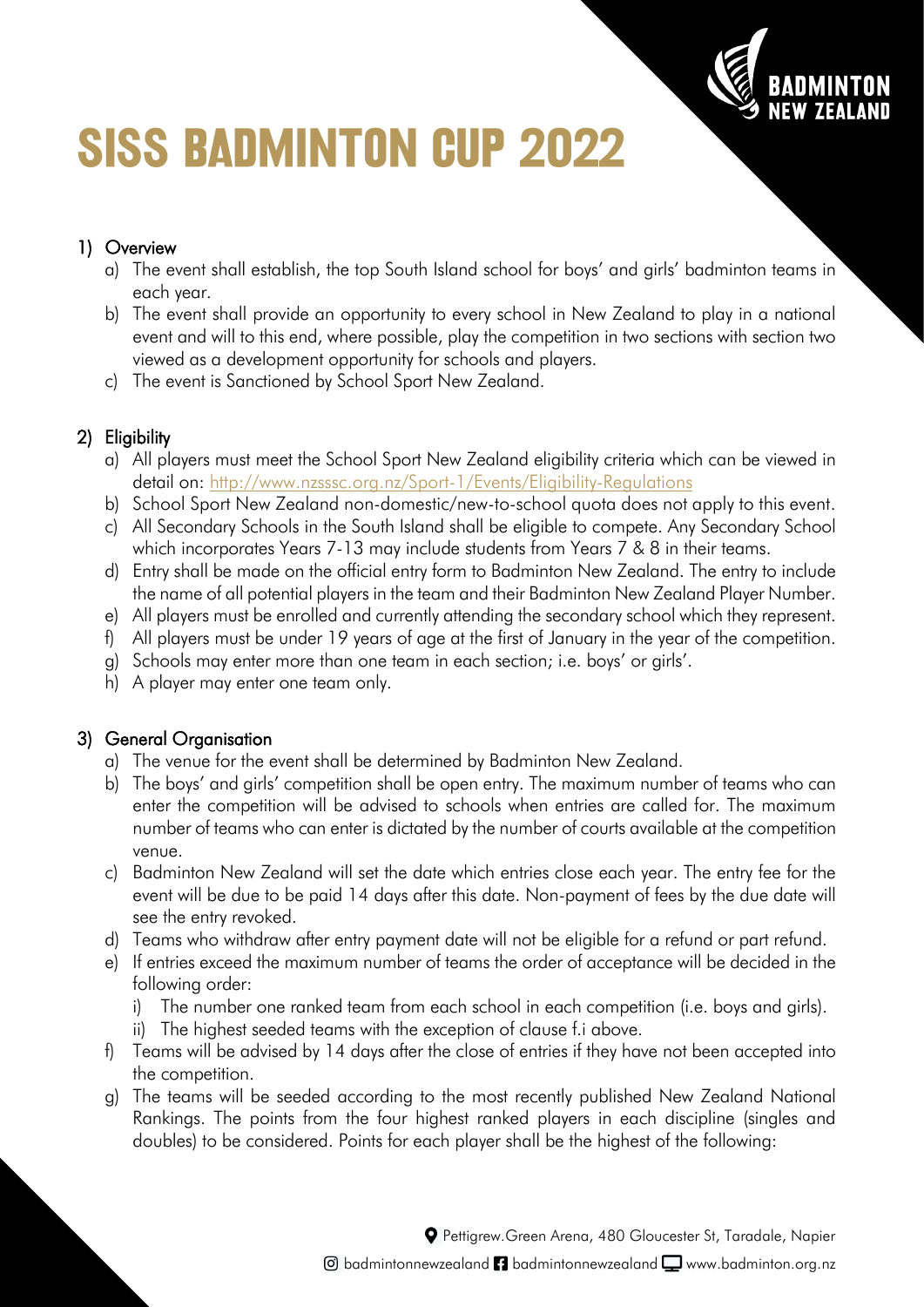# SISS BADMINTON CUP 2022

## 1) Overview

a) The event shall establish, the top South Island school for boys' and girls' badminton teams in each year.

b) The event shall provide an opportunity to every school in New Zealand to play in a national event and will to this end, where possible, play the competition in two sections with section two viewed as a development opportunity for schools and players.

c) The event is Sanctioned by School Sport New Zealand.

## 2) Eligibility

a) All players must meet the School Sport New Zealand eligibility criteria which can be viewed in detail on: http://www.nzsssc.org.nz/Sport-1/Events/Eligibility-Regulations

b) School Sport New Zealand non-domestic/new-to-school quota does not apply to this event.

c) All Secondary Schools in the South Island shall be eligible to compete. Any Secondary School which incorporates Years 7-13 may include students from Years 7 & 8 in their teams.

d) Entry shall be made on the official entry form to Badminton New Zealand. The entry to include the name of all potential players in the team and their Badminton New Zealand Player Number.

e) All players must be enrolled and currently attending the secondary school which they represent.

f) All players must be under 19 years of age at the first of January in the year of the competition.

g) Schools may enter more than one team in each section; i.e. boys' or girls'.

h) A player may enter one team only.

## 3) General Organisation

a) The venue for the event shall be determined by Badminton New Zealand.

b) The boys' and girls' competition shall be open entry. The maximum number of teams who can enter the competition will be advised to schools when entries are called for. The maximum number of teams who can enter is dictated by the number of courts available at the competition venue.

c) Badminton New Zealand will set the date which entries close each year. The entry fee for the event will be due to be paid 14 days after this date. Non-payment of fees by the due date will see the entry revoked.

d) Teams who withdraw after entry payment date will not be eligible for a refund or part refund.

e) If entries exceed the maximum number of teams the order of acceptance will be decided in the following order:

   i) The number one ranked team from each school in each competition (i.e. boys and girls).

   ii) The highest seeded teams with the exception of clause f.i above.

f) Teams will be advised by 14 days after the close of entries if they have not been accepted into the competition.

g) The teams will be seeded according to the most recently published New Zealand National Rankings. The points from the four highest ranked players in each discipline (singles and doubles) to be considered. Points for each player shall be the highest of the following: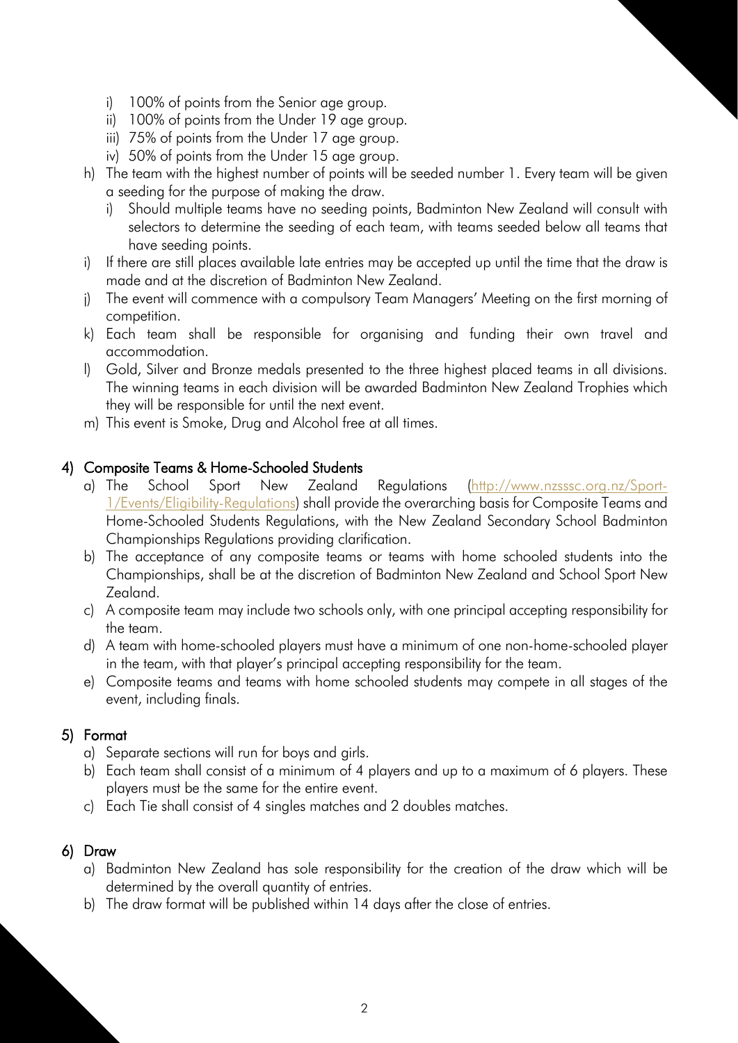i) 100% of points from the Senior age group.
   ii) 100% of points from the Under 19 age group.
   iii) 75% of points from the Under 17 age group.
   iv) 50% of points from the Under 15 age group.

h) The team with the highest number of points will be seeded number 1. Every team will be given a seeding for the purpose of making the draw.
   i) Should multiple teams have no seeding points, Badminton New Zealand will consult with selectors to determine the seeding of each team, with teams seeded below all teams that have seeding points.

i) If there are still places available late entries may be accepted up until the time that the draw is made and at the discretion of Badminton New Zealand.

j) The event will commence with a compulsory Team Managers' Meeting on the first morning of competition.

k) Each team shall be responsible for organising and funding their own travel and accommodation.

l) Gold, Silver and Bronze medals presented to the three highest placed teams in all divisions. The winning teams in each division will be awarded Badminton New Zealand Trophies which they will be responsible for until the next event.

m) This event is Smoke, Drug and Alcohol free at all times.

## 4) Composite Teams & Home-Schooled Students

a) The School Sport New Zealand Regulations (http://www.nzsssc.org.nz/Sport-1/Events/Eligibility-Regulations) shall provide the overarching basis for Composite Teams and Home-Schooled Students Regulations, with the New Zealand Secondary School Badminton Championships Regulations providing clarification.

b) The acceptance of any composite teams or teams with home schooled students into the Championships, shall be at the discretion of Badminton New Zealand and School Sport New Zealand.

c) A composite team may include two schools only, with one principal accepting responsibility for the team.

d) A team with home-schooled players must have a minimum of one non-home-schooled player in the team, with that player's principal accepting responsibility for the team.

e) Composite teams and teams with home schooled students may compete in all stages of the event, including finals.

## 5) Format

a) Separate sections will run for boys and girls.

b) Each team shall consist of a minimum of 4 players and up to a maximum of 6 players. These players must be the same for the entire event.

c) Each Tie shall consist of 4 singles matches and 2 doubles matches.

## 6) Draw

a) Badminton New Zealand has sole responsibility for the creation of the draw which will be determined by the overall quantity of entries.

b) The draw format will be published within 14 days after the close of entries.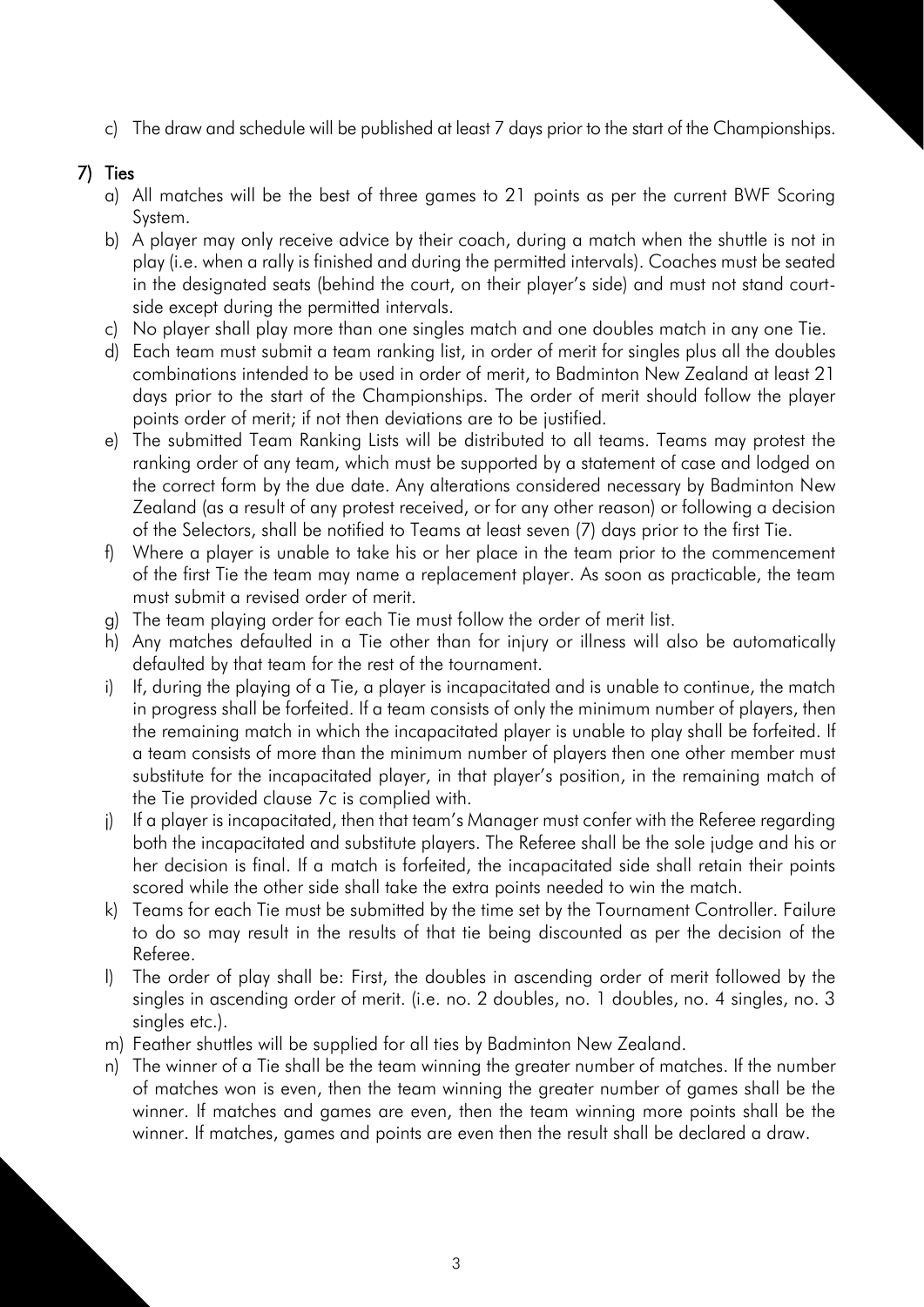c) The draw and schedule will be published at least 7 days prior to the start of the Championships.

## 7) Ties

a) All matches will be the best of three games to 21 points as per the current BWF Scoring System.

b) A player may only receive advice by their coach, during a match when the shuttle is not in play (i.e. when a rally is finished and during the permitted intervals). Coaches must be seated in the designated seats (behind the court, on their player's side) and must not stand court-side except during the permitted intervals.

c) No player shall play more than one singles match and one doubles match in any one Tie.

d) Each team must submit a team ranking list, in order of merit for singles plus all the doubles combinations intended to be used in order of merit, to Badminton New Zealand at least 21 days prior to the start of the Championships. The order of merit should follow the player points order of merit; if not then deviations are to be justified.

e) The submitted Team Ranking Lists will be distributed to all teams. Teams may protest the ranking order of any team, which must be supported by a statement of case and lodged on the correct form by the due date. Any alterations considered necessary by Badminton New Zealand (as a result of any protest received, or for any other reason) or following a decision of the Selectors, shall be notified to Teams at least seven (7) days prior to the first Tie.

f) Where a player is unable to take his or her place in the team prior to the commencement of the first Tie the team may name a replacement player. As soon as practicable, the team must submit a revised order of merit.

g) The team playing order for each Tie must follow the order of merit list.

h) Any matches defaulted in a Tie other than for injury or illness will also be automatically defaulted by that team for the rest of the tournament.

i) If, during the playing of a Tie, a player is incapacitated and is unable to continue, the match in progress shall be forfeited. If a team consists of only the minimum number of players, then the remaining match in which the incapacitated player is unable to play shall be forfeited. If a team consists of more than the minimum number of players then one other member must substitute for the incapacitated player, in that player's position, in the remaining match of the Tie provided clause 7c is complied with.

j) If a player is incapacitated, then that team's Manager must confer with the Referee regarding both the incapacitated and substitute players. The Referee shall be the sole judge and his or her decision is final. If a match is forfeited, the incapacitated side shall retain their points scored while the other side shall take the extra points needed to win the match.

k) Teams for each Tie must be submitted by the time set by the Tournament Controller. Failure to do so may result in the results of that tie being discounted as per the decision of the Referee.

l) The order of play shall be: First, the doubles in ascending order of merit followed by the singles in ascending order of merit. (i.e. no. 2 doubles, no. 1 doubles, no. 4 singles, no. 3 singles etc.).

m) Feather shuttles will be supplied for all ties by Badminton New Zealand.

n) The winner of a Tie shall be the team winning the greater number of matches. If the number of matches won is even, then the team winning the greater number of games shall be the winner. If matches and games are even, then the team winning more points shall be the winner. If matches, games and points are even then the result shall be declared a draw.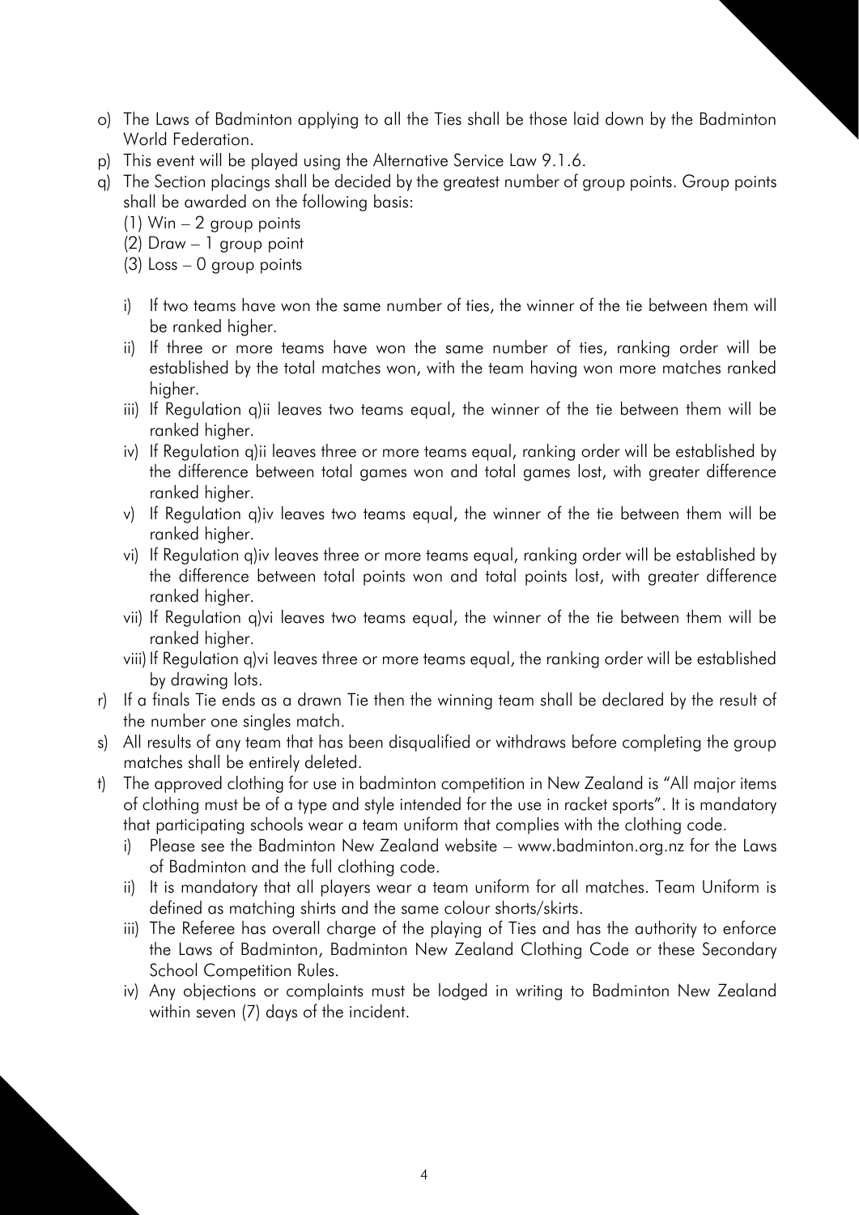o) The Laws of Badminton applying to all the Ties shall be those laid down by the Badminton World Federation.

p) This event will be played using the Alternative Service Law 9.1.6.

q) The Section placings shall be decided by the greatest number of group points. Group points shall be awarded on the following basis:

   (1) Win – 2 group points
   (2) Draw – 1 group point
   (3) Loss – 0 group points

   i) If two teams have won the same number of ties, the winner of the tie between them will be ranked higher.
   ii) If three or more teams have won the same number of ties, ranking order will be established by the total matches won, with the team having won more matches ranked higher.
   iii) If Regulation q)ii leaves two teams equal, the winner of the tie between them will be ranked higher.
   iv) If Regulation q)ii leaves three or more teams equal, ranking order will be established by the difference between total games won and total games lost, with greater difference ranked higher.
   v) If Regulation q)iv leaves two teams equal, the winner of the tie between them will be ranked higher.
   vi) If Regulation q)iv leaves three or more teams equal, ranking order will be established by the difference between total points won and total points lost, with greater difference ranked higher.
   vii) If Regulation q)vi leaves two teams equal, the winner of the tie between them will be ranked higher.
   viii) If Regulation q)vi leaves three or more teams equal, the ranking order will be established by drawing lots.

r) If a finals Tie ends as a drawn Tie then the winning team shall be declared by the result of the number one singles match.

s) All results of any team that has been disqualified or withdraws before completing the group matches shall be entirely deleted.

t) The approved clothing for use in badminton competition in New Zealand is "All major items of clothing must be of a type and style intended for the use in racket sports". It is mandatory that participating schools wear a team uniform that complies with the clothing code.

   i) Please see the Badminton New Zealand website – www.badminton.org.nz for the Laws of Badminton and the full clothing code.
   ii) It is mandatory that all players wear a team uniform for all matches. Team Uniform is defined as matching shirts and the same colour shorts/skirts.
   iii) The Referee has overall charge of the playing of Ties and has the authority to enforce the Laws of Badminton, Badminton New Zealand Clothing Code or these Secondary School Competition Rules.
   iv) Any objections or complaints must be lodged in writing to Badminton New Zealand within seven (7) days of the incident.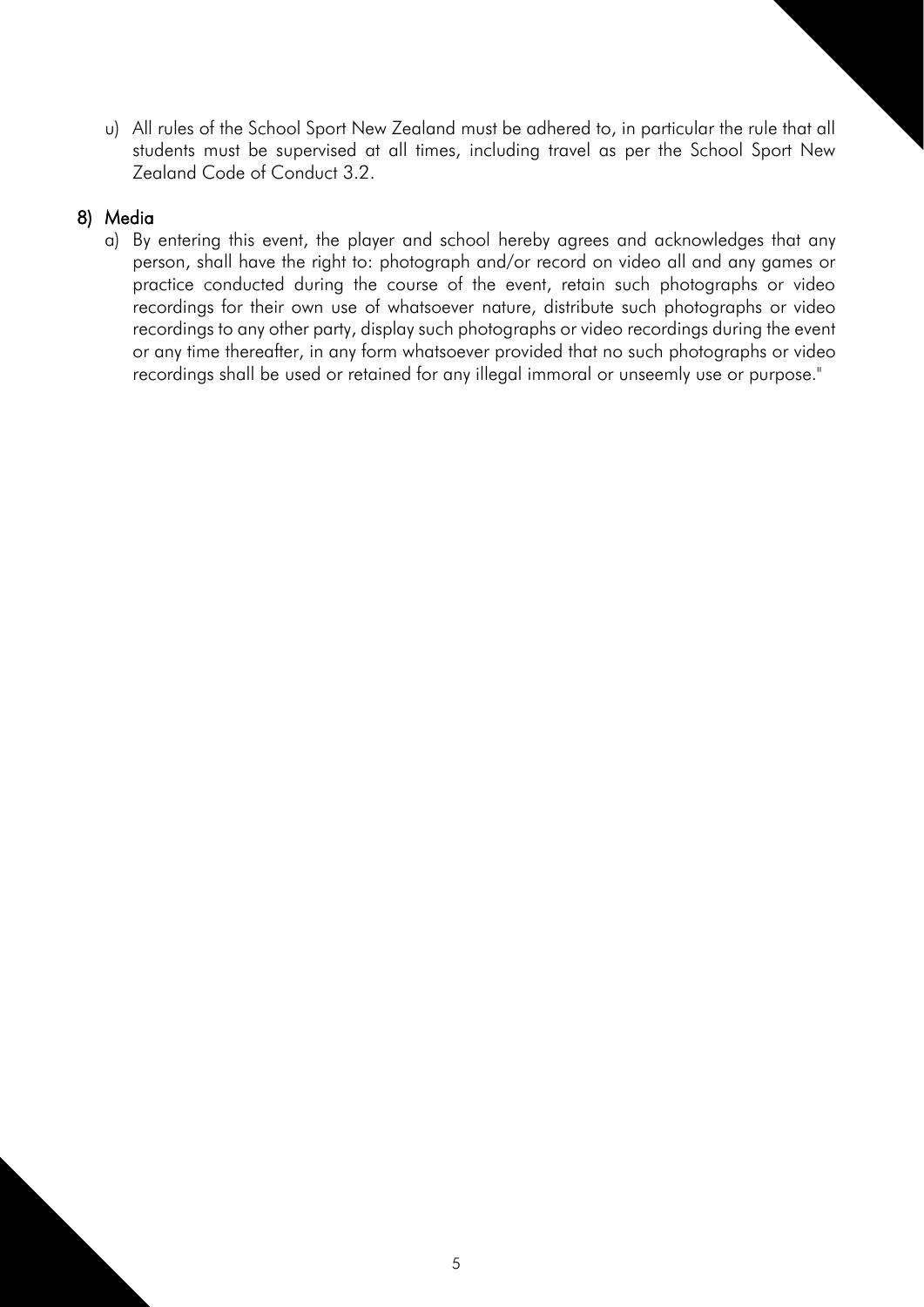u) All rules of the School Sport New Zealand must be adhered to, in particular the rule that all students must be supervised at all times, including travel as per the School Sport New Zealand Code of Conduct 3.2.

## 8) Media

a) By entering this event, the player and school hereby agrees and acknowledges that any person, shall have the right to: photograph and/or record on video all and any games or practice conducted during the course of the event, retain such photographs or video recordings for their own use of whatsoever nature, distribute such photographs or video recordings to any other party, display such photographs or video recordings during the event or any time thereafter, in any form whatsoever provided that no such photographs or video recordings shall be used or retained for any illegal immoral or unseemly use or purpose."